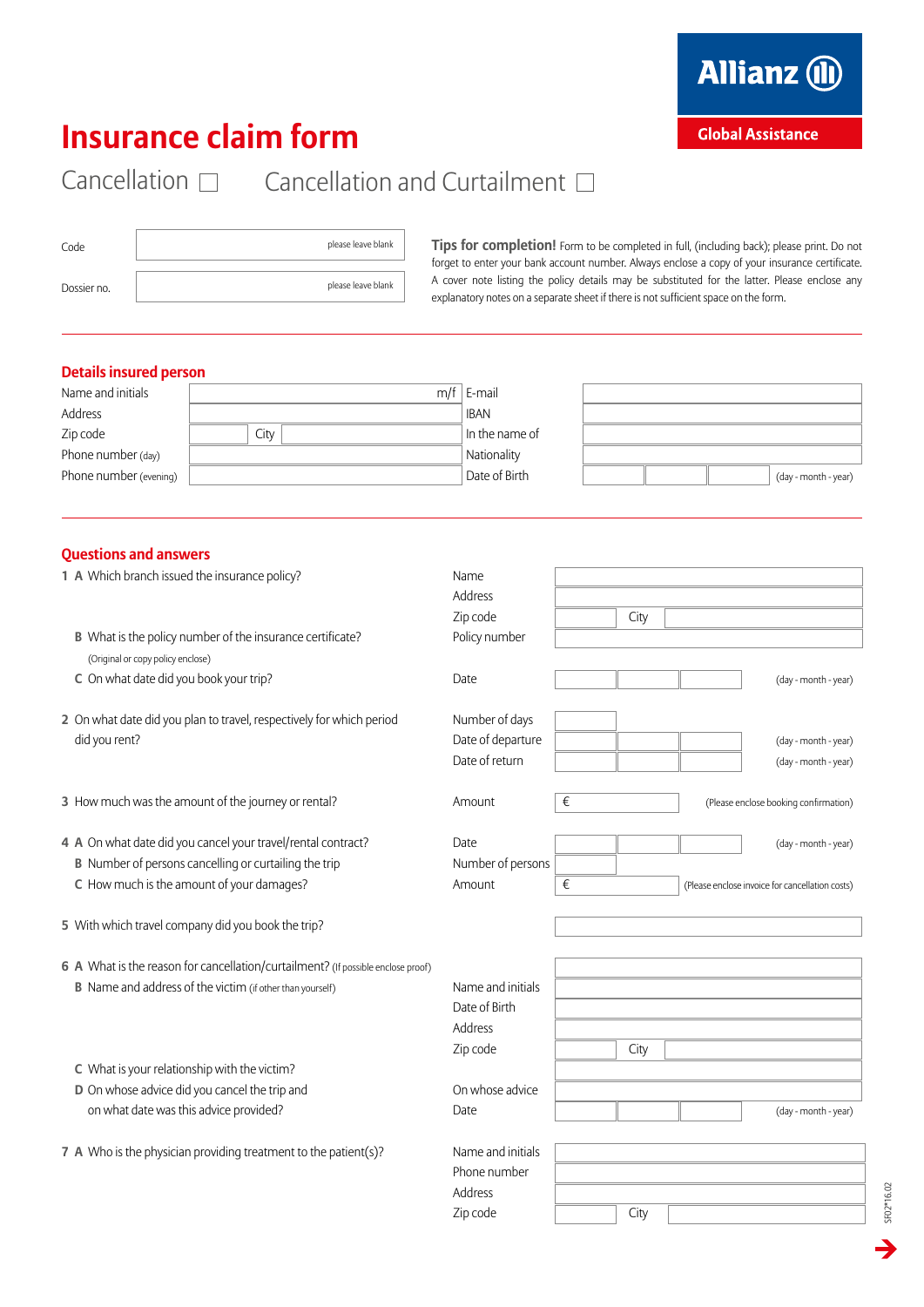Allianz
Global Assistance

# Insurance claim form

Cancellation ☐   Cancellation and Curtailment ☐

| | |
|---|---|
| Code | please leave blank |
| Dossier no. | please leave blank |

**Tips for completion!** Form to be completed in full, (including back); please print. Do not forget to enter your bank account number. Always enclose a copy of your insurance certificate. A cover note listing the policy details may be substituted for the latter. Please enclose any explanatory notes on a separate sheet if there is not sufficient space on the form.

## Details insured person

| | | | |
|---|---|---|---|
| Name and initials | m/f | E-mail | |
| Address | | IBAN | |
| Zip code | City | In the name of | |
| Phone number (day) | | Nationality | |
| Phone number (evening) | | Date of Birth | (day - month - year) |

## Questions and answers

1 A Which branch issued the insurance policy?
- Name
- Address
- Zip code — City

B What is the policy number of the insurance certificate?
(Original or copy policy enclose)
- Policy number

C On what date did you book your trip?
- Date (day - month - year)

2 On what date did you plan to travel, respectively for which period did you rent?
- Number of days
- Date of departure (day - month - year)
- Date of return (day - month - year)

3 How much was the amount of the journey or rental?
- Amount € (Please enclose booking confirmation)

4 A On what date did you cancel your travel/rental contract?
- Date (day - month - year)

B Number of persons cancelling or curtailing the trip
- Number of persons

C How much is the amount of your damages?
- Amount € (Please enclose invoice for cancellation costs)

5 With which travel company did you book the trip?

6 A What is the reason for cancellation/curtailment? (If possible enclose proof)

B Name and address of the victim (if other than yourself)
- Name and initials
- Date of Birth
- Address
- Zip code — City

C What is your relationship with the victim?

D On whose advice did you cancel the trip and on what date was this advice provided?
- On whose advice
- Date (day - month - year)

7 A Who is the physician providing treatment to the patient(s)?
- Name and initials
- Phone number
- Address
- Zip code — City

SF02*16.02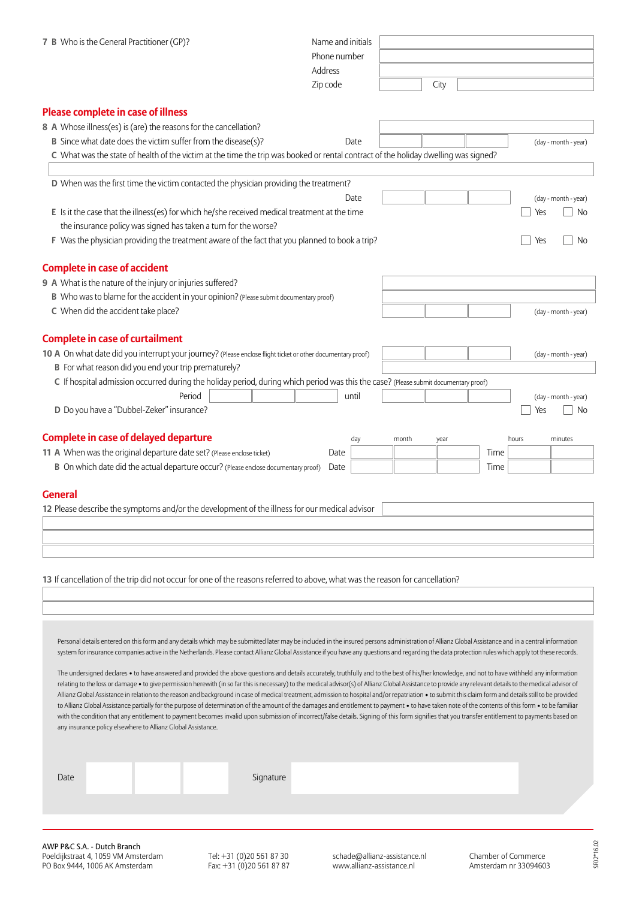**7 B** Who is the General Practitioner (GP)?

Name and initials

Phone number

Address

Zip code                City

## Please complete in case of illness

**8 A** Whose illness(es) is (are) the reasons for the cancellation?

**B** Since what date does the victim suffer from the disease(s)?   Date   (day - month - year)

**C** What was the state of health of the victim at the time the trip was booked or rental contract of the holiday dwelling was signed?

**D** When was the first time the victim contacted the physician providing the treatment?

Date   (day - month - year)

**E** Is it the case that the illness(es) for which he/she received medical treatment at the time the insurance policy was signed has taken a turn for the worse?   ☐ Yes   ☐ No

**F** Was the physician providing the treatment aware of the fact that you planned to book a trip?   ☐ Yes   ☐ No

## Complete in case of accident

**9 A** What is the nature of the injury or injuries suffered?

**B** Who was to blame for the accident in your opinion? (Please submit documentary proof)

**C** When did the accident take place?   (day - month - year)

## Complete in case of curtailment

**10 A** On what date did you interrupt your journey? (Please enclose flight ticket or other documentary proof)   (day - month - year)

**B** For what reason did you end your trip prematurely?

**C** If hospital admission occurred during the holiday period, during which period was this the case? (Please submit documentary proof)

Period   until   (day - month - year)

**D** Do you have a "Dubbel-Zeker" insurance?   ☐ Yes   ☐ No

## Complete in case of delayed departure

| | | day | month | year | | hours | minutes |
|---|---|---|---|---|---|---|---|
| **11 A** When was the original departure date set? (Please enclose ticket) | Date | | | | Time | | |
| **B** On which date did the actual departure occur? (Please enclose documentary proof) | Date | | | | Time | | |

## General

**12** Please describe the symptoms and/or the development of the illness for our medical advisor

**13** If cancellation of the trip did not occur for one of the reasons referred to above, what was the reason for cancellation?

Personal details entered on this form and any details which may be submitted later may be included in the insured persons administration of Allianz Global Assistance and in a central information system for insurance companies active in the Netherlands. Please contact Allianz Global Assistance if you have any questions and regarding the data protection rules which apply tot these records.

The undersigned declares • to have answered and provided the above questions and details accurately, truthfully and to the best of his/her knowledge, and not to have withheld any information relating to the loss or damage • to give permission herewith (in so far this is necessary) to the medical advisor(s) of Allianz Global Assistance to provide any relevant details to the medical advisor of Allianz Global Assistance in relation to the reason and background in case of medical treatment, admission to hospital and/or repatriation • to submit this claim form and details still to be provided to Allianz Global Assistance partially for the purpose of determination of the amount of the damages and entitlement to payment • to have taken note of the contents of this form • to be familiar with the condition that any entitlement to payment becomes invalid upon submission of incorrect/false details. Signing of this form signifies that you transfer entitlement to payments based on any insurance policy elsewhere to Allianz Global Assistance.

Date                Signature

AWP P&C S.A. - Dutch Branch
Poeldijkstraat 4, 1059 VM Amsterdam
PO Box 9444, 1006 AK Amsterdam

Tel: +31 (0)20 561 87 30
Fax: +31 (0)20 561 87 87

schade@allianz-assistance.nl
www.allianz-assistance.nl

Chamber of Commerce
Amsterdam nr 33094603

SF02*16.02